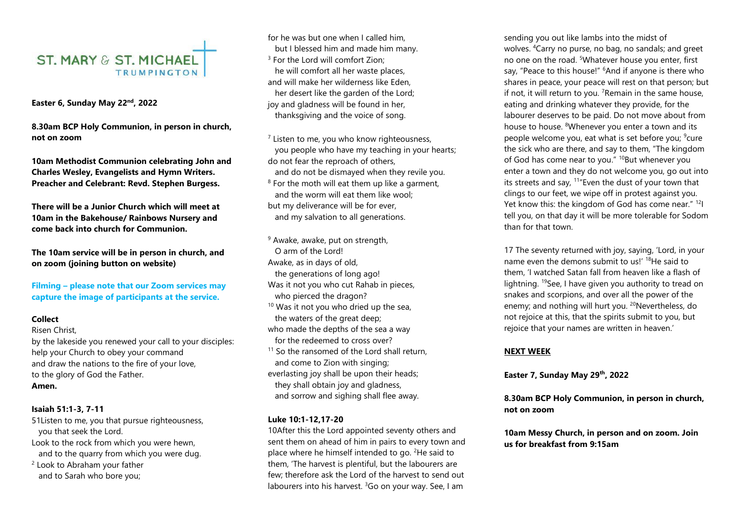# ST. MARY & ST. MICHAEL TRUMPINGTON

**Easter 6, Sunday May 22nd, 2022**

**8.30am BCP Holy Communion, in person in church, not on zoom**

**10am Methodist Communion celebrating John and Charles Wesley, Evangelists and Hymn Writers. Preacher and Celebrant: Revd. Stephen Burgess.**

**There will be a Junior Church which will meet at 10am in the Bakehouse/ Rainbows Nursery and come back into church for Communion.**

**The 10am service will be in person in church, and on zoom (joining button on website)**

**Filming – please note that our Zoom services may capture the image of participants at the service.**

**Collect**

Risen Christ,
by the lakeside you renewed your call to your disciples:
help your Church to obey your command
and draw the nations to the fire of your love,
to the glory of God the Father.
**Amen.**

**Isaiah 51:1-3, 7-11**

51Listen to me, you that pursue righteousness,
you that seek the Lord.
Look to the rock from which you were hewn,
and to the quarry from which you were dug.
[2] Look to Abraham your father
and to Sarah who bore you;
for he was but one when I called him,
but I blessed him and made him many.
[3] For the Lord will comfort Zion;
he will comfort all her waste places,
and will make her wilderness like Eden,
her desert like the garden of the Lord;
joy and gladness will be found in her,
thanksgiving and the voice of song.

[7] Listen to me, you who know righteousness,
you people who have my teaching in your hearts;
do not fear the reproach of others,
and do not be dismayed when they revile you.
[8] For the moth will eat them up like a garment,
and the worm will eat them like wool;
but my deliverance will be for ever,
and my salvation to all generations.

[9] Awake, awake, put on strength,
O arm of the Lord!
Awake, as in days of old,
the generations of long ago!
Was it not you who cut Rahab in pieces,
who pierced the dragon?
[10] Was it not you who dried up the sea,
the waters of the great deep;
who made the depths of the sea a way
for the redeemed to cross over?
[11] So the ransomed of the Lord shall return,
and come to Zion with singing;
everlasting joy shall be upon their heads;
they shall obtain joy and gladness,
and sorrow and sighing shall flee away.

**Luke 10:1-12,17-20**

10After this the Lord appointed seventy others and sent them on ahead of him in pairs to every town and place where he himself intended to go. [2]He said to them, 'The harvest is plentiful, but the labourers are few; therefore ask the Lord of the harvest to send out labourers into his harvest. [3]Go on your way. See, I am sending you out like lambs into the midst of wolves. [4]Carry no purse, no bag, no sandals; and greet no one on the road. [5]Whatever house you enter, first say, "Peace to this house!" [6]And if anyone is there who shares in peace, your peace will rest on that person; but if not, it will return to you. [7]Remain in the same house, eating and drinking whatever they provide, for the labourer deserves to be paid. Do not move about from house to house. [8]Whenever you enter a town and its people welcome you, eat what is set before you; [9]cure the sick who are there, and say to them, "The kingdom of God has come near to you." [10]But whenever you enter a town and they do not welcome you, go out into its streets and say, [11]"Even the dust of your town that clings to our feet, we wipe off in protest against you. Yet know this: the kingdom of God has come near." [12]I tell you, on that day it will be more tolerable for Sodom than for that town.

17 The seventy returned with joy, saying, 'Lord, in your name even the demons submit to us!' [18]He said to them, 'I watched Satan fall from heaven like a flash of lightning. [19]See, I have given you authority to tread on snakes and scorpions, and over all the power of the enemy; and nothing will hurt you. [20]Nevertheless, do not rejoice at this, that the spirits submit to you, but rejoice that your names are written in heaven.'

**NEXT WEEK**

**Easter 7, Sunday May 29th, 2022**

**8.30am BCP Holy Communion, in person in church, not on zoom**

**10am Messy Church, in person and on zoom. Join us for breakfast from 9:15am**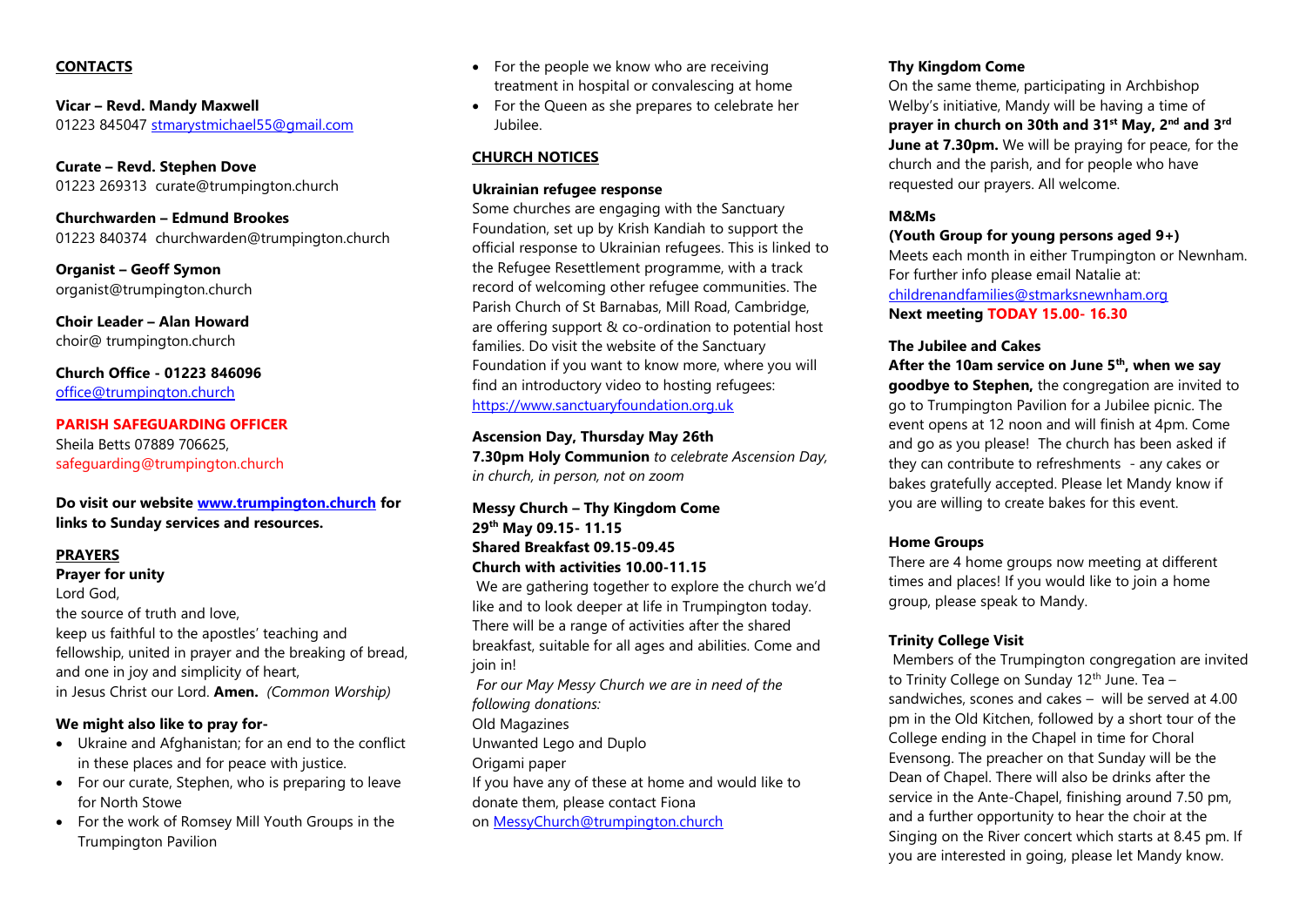## CONTACTS

**Vicar – Revd. Mandy Maxwell**
01223 845047 stmarystmichael55@gmail.com

**Curate – Revd. Stephen Dove**
01223 269313 curate@trumpington.church

**Churchwarden – Edmund Brookes**
01223 840374 churchwarden@trumpington.church

**Organist – Geoff Symon**
organist@trumpington.church

**Choir Leader – Alan Howard**
choir@ trumpington.church

**Church Office - 01223 846096**
office@trumpington.church

**PARISH SAFEGUARDING OFFICER**
Sheila Betts 07889 706625,
safeguarding@trumpington.church

**Do visit our website www.trumpington.church for links to Sunday services and resources.**

## PRAYERS

**Prayer for unity**

Lord God,
the source of truth and love,
keep us faithful to the apostles' teaching and fellowship, united in prayer and the breaking of bread, and one in joy and simplicity of heart,
in Jesus Christ our Lord. **Amen.** *(Common Worship)*

**We might also like to pray for-**

- Ukraine and Afghanistan; for an end to the conflict in these places and for peace with justice.
- For our curate, Stephen, who is preparing to leave for North Stowe
- For the work of Romsey Mill Youth Groups in the Trumpington Pavilion
- For the people we know who are receiving treatment in hospital or convalescing at home
- For the Queen as she prepares to celebrate her Jubilee.

## CHURCH NOTICES

**Ukrainian refugee response**

Some churches are engaging with the Sanctuary Foundation, set up by Krish Kandiah to support the official response to Ukrainian refugees. This is linked to the Refugee Resettlement programme, with a track record of welcoming other refugee communities. The Parish Church of St Barnabas, Mill Road, Cambridge, are offering support & co-ordination to potential host families. Do visit the website of the Sanctuary Foundation if you want to know more, where you will find an introductory video to hosting refugees: https://www.sanctuaryfoundation.org.uk

**Ascension Day, Thursday May 26th**
**7.30pm Holy Communion** *to celebrate Ascension Day, in church, in person, not on zoom*

**Messy Church – Thy Kingdom Come**
**29th May 09.15- 11.15**
**Shared Breakfast 09.15-09.45**
**Church with activities 10.00-11.15**

We are gathering together to explore the church we'd like and to look deeper at life in Trumpington today. There will be a range of activities after the shared breakfast, suitable for all ages and abilities. Come and join in!

*For our May Messy Church we are in need of the following donations:*
Old Magazines
Unwanted Lego and Duplo
Origami paper
If you have any of these at home and would like to donate them, please contact Fiona on MessyChurch@trumpington.church

**Thy Kingdom Come**

On the same theme, participating in Archbishop Welby's initiative, Mandy will be having a time of **prayer in church on 30th and 31st May, 2nd and 3rd June at 7.30pm.** We will be praying for peace, for the church and the parish, and for people who have requested our prayers. All welcome.

**M&Ms**
**(Youth Group for young persons aged 9+)**
Meets each month in either Trumpington or Newnham. For further info please email Natalie at: childrenandfamilies@stmarksnewnham.org
**Next meeting TODAY 15.00- 16.30**

**The Jubilee and Cakes**

**After the 10am service on June 5th, when we say goodbye to Stephen,** the congregation are invited to go to Trumpington Pavilion for a Jubilee picnic. The event opens at 12 noon and will finish at 4pm. Come and go as you please! The church has been asked if they can contribute to refreshments - any cakes or bakes gratefully accepted. Please let Mandy know if you are willing to create bakes for this event.

**Home Groups**

There are 4 home groups now meeting at different times and places! If you would like to join a home group, please speak to Mandy.

**Trinity College Visit**

Members of the Trumpington congregation are invited to Trinity College on Sunday 12th June. Tea – sandwiches, scones and cakes – will be served at 4.00 pm in the Old Kitchen, followed by a short tour of the College ending in the Chapel in time for Choral Evensong. The preacher on that Sunday will be the Dean of Chapel. There will also be drinks after the service in the Ante-Chapel, finishing around 7.50 pm, and a further opportunity to hear the choir at the Singing on the River concert which starts at 8.45 pm. If you are interested in going, please let Mandy know.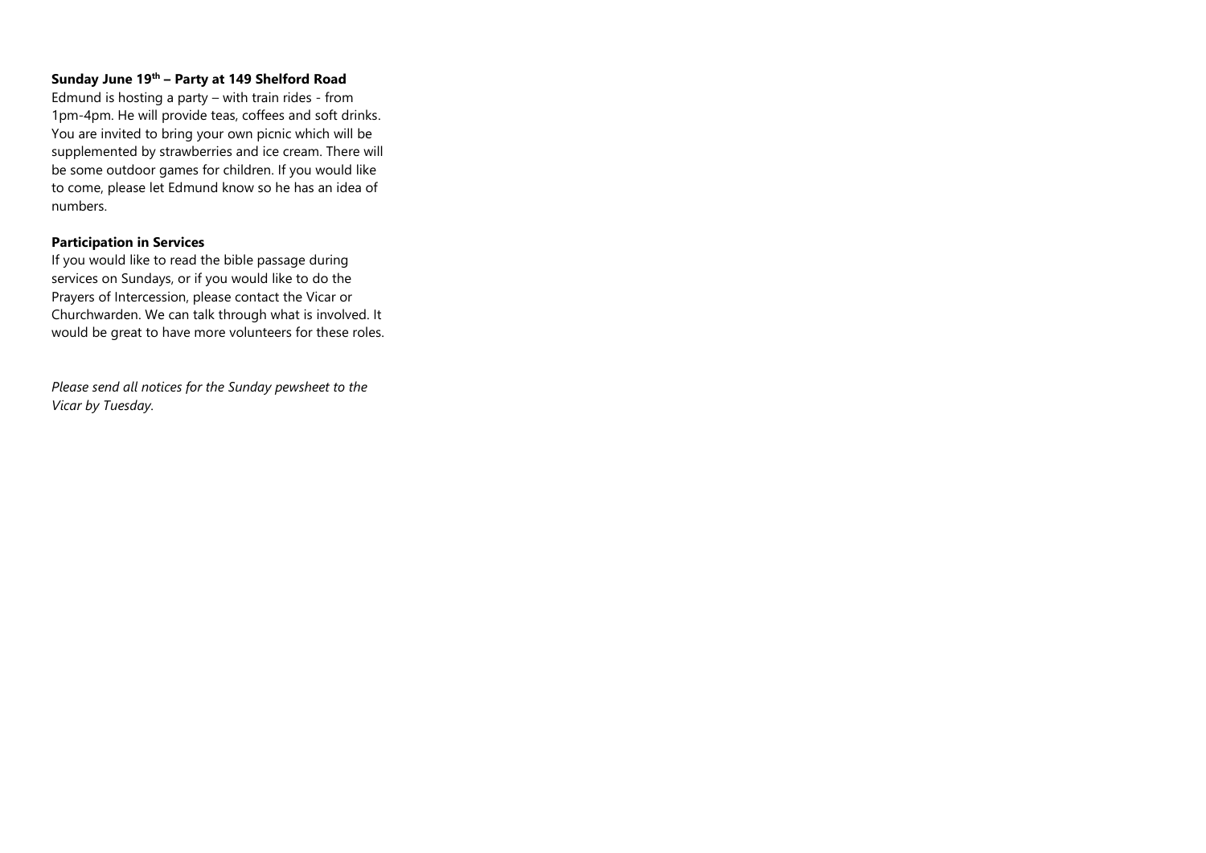**Sunday June 19th – Party at 149 Shelford Road**

Edmund is hosting a party – with train rides - from 1pm-4pm. He will provide teas, coffees and soft drinks. You are invited to bring your own picnic which will be supplemented by strawberries and ice cream. There will be some outdoor games for children. If you would like to come, please let Edmund know so he has an idea of numbers.

**Participation in Services**

If you would like to read the bible passage during services on Sundays, or if you would like to do the Prayers of Intercession, please contact the Vicar or Churchwarden. We can talk through what is involved. It would be great to have more volunteers for these roles.

*Please send all notices for the Sunday pewsheet to the Vicar by Tuesday.*